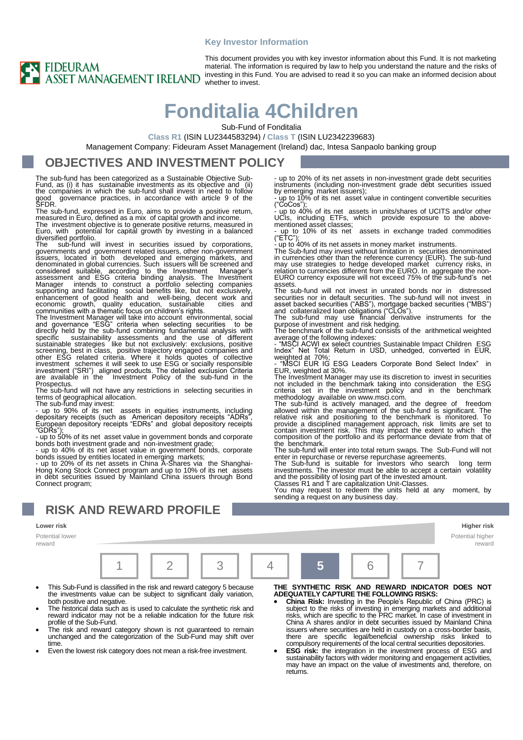Key Investor Information

FIDEURAM ASSET MANAGEMENT IRELAND

This document provides you with key investor information about this Fund. It is not marketing material. The information is required by law to help you understand the nature and the risks of investing in this Fund. You are advised to read it so you can make an informed decision about whether to invest.

# Fonditalia 4Children

Sub-Fund of Fonditalia

**Class R1** (ISIN LU2344583294) / **Class T** (ISIN LU2342239683)

Management Company: Fideuram Asset Management (Ireland) dac, Intesa Sanpaolo banking group

## OBJECTIVES AND INVESTMENT POLICY

The sub-fund has been categorized as a Sustainable Objective Sub-Fund, as (i) it has sustainable investments as its objective and (ii) the companies in which the sub-fund shall invest in need to follow good governance practices, in accordance with article 9 of the SFDR.

The sub-fund, expressed in Euro, aims to provide a positive return, measured in Euro, defined as a mix of capital growth and income.

The investment objective is to generate positive returns, measured in Euro, with potential for capital growth by investing in a balanced diversified portfolio.

The sub-fund will invest in securities issued by corporations, governments and government related issuers, other non-government issuers, located in both developed and emerging markets, and denominated in global currencies. Such issuers will be screened and considered suitable, according to the Investment Manager's assessment and ESG criteria binding analysis. The Investment Manager intends to construct a portfolio selecting companies supporting and facilitating social benefits like, but not exclusively, enhancement of good health and well-being, decent work and economic growth, quality education, sustainable cities and communities with a thematic focus on children's rights.

The Investment Manager will take into account environmental, social and governance "ESG" criteria when selecting securities to be directly held by the sub-fund combining fundamental analysis with specific sustainability assessments and the use of different sustainable strategies like but not exclusively: exclusions, positive screening, best in class, positive trajectory engaged companies and other ESG related criteria. Where it holds quotes of collective investment schemes it will seek to use ESG or socially responsible investment ("SRI") aligned products. The detailed exclusion Criteria are available in the Investment Policy of the sub-fund in the Prospectus.

The sub-fund will not have any restrictions in selecting securities in terms of geographical allocation.

The sub-fund may invest:

- up to 90% of its net assets in equities instruments, including depositary receipts (such as American depository receipts "ADRs", European depository receipts "EDRs" and global depository receipts "GDRs");
- up to 50% of its net asset value in government bonds and corporate bonds both investment grade and non-investment grade;
- up to 40% of its net asset value in government bonds, corporate bonds issued by entities located in emerging markets;
- up to 20% of its net assets in China A-Shares via the Shanghai-Hong Kong Stock Connect program and up to 10% of its net assets in debt securities issued by Mainland China issuers through Bond Connect program;
- up to 20% of its net assets in non-investment grade debt securities instruments (including non-investment grade debt securities issued by emerging market issuers);
- up to 10% of its net asset value in contingent convertible securities ("CoCos");
- up to 40% of its net assets in units/shares of UCITS and/or other UCIs, including ETFs, which provide exposure to the above-mentioned asset classes;
- up to 10% of its net assets in exchange traded commodities ("ETC");
- up to 40% of its net assets in money market instruments.

The Sub-fund may invest without limitation in securities denominated in currencies other than the reference currency (EUR). The sub-fund may use strategies to hedge developed market currency risks, in relation to currencies different from the EURO. In aggregate the non-EURO currency exposure will not exceed 75% of the sub-fund's net assets.

The sub-fund will not invest in unrated bonds nor in distressed securities nor in default securities. The sub-fund will not invest in asset backed securities ("ABS"), mortgage backed securities ("MBS") and collateralized loan obligations ("CLOs").

The sub-fund may use financial derivative instruments for the purpose of investment and risk hedging.

The benchmark of the sub-fund consists of the arithmetical weighted average of the following indexes:

- "MSCI ACWI ex select countries Sustainable Impact Children ESG Index" Net Total Return in USD, unhedged, converted in EUR, weighted at 70%;
- "MSCI EUR IG ESG Leaders Corporate Bond Select Index" in EUR, weighted at 30%.

The Investment Manager may use its discretion to invest in securities not included in the benchmark taking into consideration the ESG criteria set in the investment policy and in the benchmark methodology available on www.msci.com.

The sub-fund is actively managed, and the degree of freedom allowed within the management of the sub-fund is significant. The relative risk and positioning to the benchmark is monitored. To provide a disciplined management approach, risk limits are set to contain investment risk. This may impact the extent to which the composition of the portfolio and its performance deviate from that of the benchmark.

The sub-fund will enter into total return swaps. The Sub-Fund will not enter in repurchase or reverse repurchase agreements.

The Sub-fund is suitable for investors who search long term investments. The investor must be able to accept a certain volatility and the possibility of losing part of the invested amount.

Classes R1 and T are capitalization Unit-Classes.

You may request to redeem the units held at any moment, by sending a request on any business day.

## RISK AND REWARD PROFILE

| Lower risk | | | | | | Higher risk |
|---|---|---|---|---|---|---|
| Potential lower reward | | | | | | Potential higher reward |
| 1 | 2 | 3 | 4 | **5** | 6 | 7 |

- This Sub-Fund is classified in the risk and reward category 5 because the investments value can be subject to significant daily variation, both positive and negative.
- The historical data such as is used to calculate the synthetic risk and reward indicator may not be a reliable indication for the future risk profile of the Sub-Fund.
- The risk and reward category shown is not guaranteed to remain unchanged and the categorization of the Sub-Fund may shift over time.
- Even the lowest risk category does not mean a risk-free investment.

**THE SYNTHETIC RISK AND REWARD INDICATOR DOES NOT ADEQUATELY CAPTURE THE FOLLOWING RISKS:**

- **China Risk:** Investing in the People's Republic of China (PRC) is subject to the risks of investing in emerging markets and additional risks, which are specific to the PRC market. In case of investment in China A shares and/or in debt securities issued by Mainland China issuers where securities are held in custody on a cross-border basis, there are specific legal/beneficial ownership risks linked to compulsory requirements of the local central securities depositories.
- **ESG risk:** the integration in the investment process of ESG and sustainability factors with wider monitoring and engagement activities, may have an impact on the value of investments and, therefore, on returns.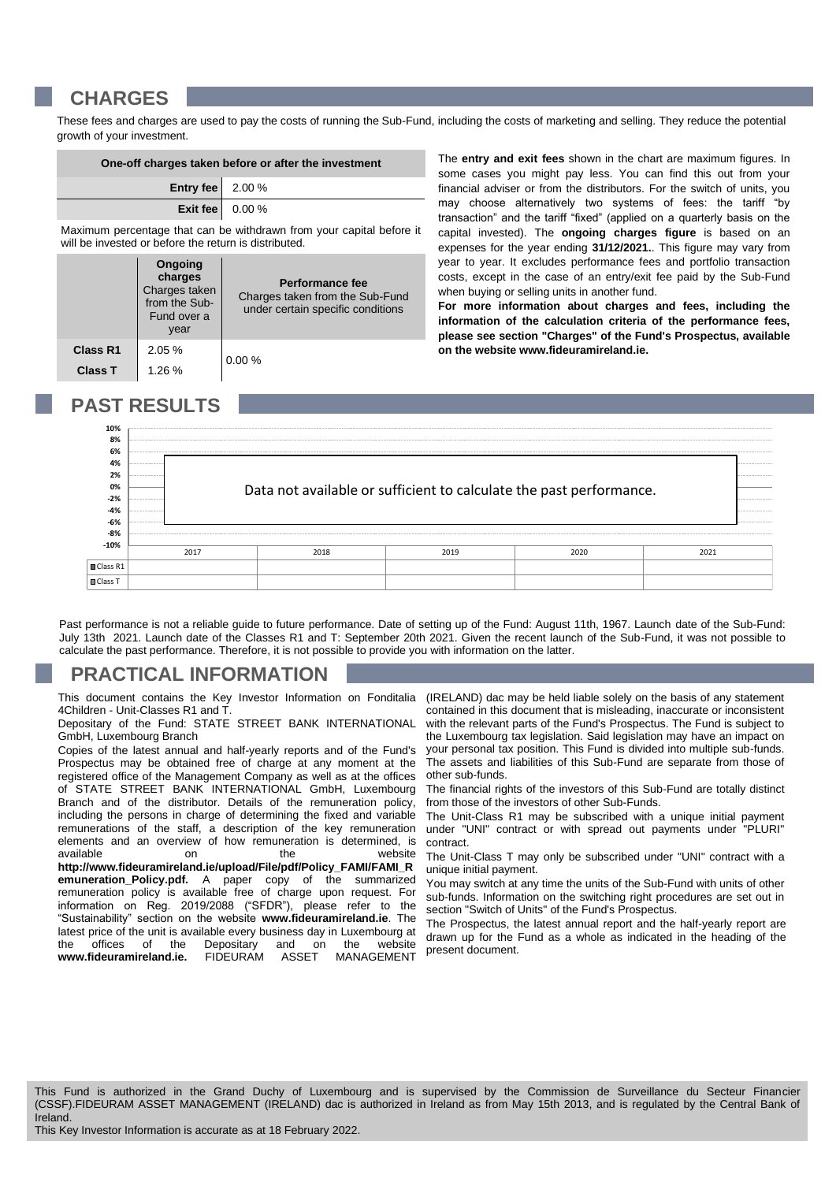## CHARGES

These fees and charges are used to pay the costs of running the Sub-Fund, including the costs of marketing and selling. They reduce the potential growth of your investment.

| One-off charges taken before or after the investment | |
|---|---|
| **Entry fee** | 2.00 % |
| **Exit fee** | 0.00 % |

Maximum percentage that can be withdrawn from your capital before it will be invested or before the return is distributed.

| | **Ongoing charges** Charges taken from the Sub-Fund over a year | **Performance fee** Charges taken from the Sub-Fund under certain specific conditions |
|---|---|---|
| **Class R1** | 2.05 % | 0.00 % |
| **Class T** | 1.26 % | |

The **entry and exit fees** shown in the chart are maximum figures. In some cases you might pay less. You can find this out from your financial adviser or from the distributors. For the switch of units, you may choose alternatively two systems of fees: the tariff "by transaction" and the tariff "fixed" (applied on a quarterly basis on the capital invested). The **ongoing charges figure** is based on an expenses for the year ending **31/12/2021.**. This figure may vary from year to year. It excludes performance fees and portfolio transaction costs, except in the case of an entry/exit fee paid by the Sub-Fund when buying or selling units in another fund.

**For more information about charges and fees, including the information of the calculation criteria of the performance fees, please see section "Charges" of the Fund's Prospectus, available on the website www.fideuramireland.ie.**

## PAST RESULTS

10%
8%
6%
4%
2%
0%
-2%
-4%
-6%
-8%
-10%

Data not available or sufficient to calculate the past performance.

2017 2018 2019 2020 2021

Class R1
Class T

Past performance is not a reliable guide to future performance. Date of setting up of the Fund: August 11th, 1967. Launch date of the Sub-Fund: July 13th 2021. Launch date of the Classes R1 and T: September 20th 2021. Given the recent launch of the Sub-Fund, it was not possible to calculate the past performance. Therefore, it is not possible to provide you with information on the latter.

## PRACTICAL INFORMATION

This document contains the Key Investor Information on Fonditalia 4Children - Unit-Classes R1 and T.

Depositary of the Fund: STATE STREET BANK INTERNATIONAL GmbH, Luxembourg Branch

Copies of the latest annual and half-yearly reports and of the Fund's Prospectus may be obtained free of charge at any moment at the registered office of the Management Company as well as at the offices of STATE STREET BANK INTERNATIONAL GmbH, Luxembourg Branch and of the distributor. Details of the remuneration policy, including the persons in charge of determining the fixed and variable remunerations of the staff, a description of the key remuneration elements and an overview of how remuneration is determined, is available on the website **http://www.fideuramireland.ie/upload/File/pdf/Policy_FAMI/FAMI_Remuneration_Policy.pdf.** A paper copy of the summarized remuneration policy is available free of charge upon request. For information on Reg. 2019/2088 ("SFDR"), please refer to the "Sustainability" section on the website **www.fideuramireland.ie**. The latest price of the unit is available every business day in Luxembourg at the offices of the Depositary and on the website **www.fideuramireland.ie.** FIDEURAM ASSET MANAGEMENT (IRELAND) dac may be held liable solely on the basis of any statement contained in this document that is misleading, inaccurate or inconsistent with the relevant parts of the Fund's Prospectus. The Fund is subject to the Luxembourg tax legislation. Said legislation may have an impact on your personal tax position. This Fund is divided into multiple sub-funds. The assets and liabilities of this Sub-Fund are separate from those of other sub-funds.

The financial rights of the investors of this Sub-Fund are totally distinct from those of the investors of other Sub-Funds.

The Unit-Class R1 may be subscribed with a unique initial payment under "UNI" contract or with spread out payments under "PLURI" contract.

The Unit-Class T may only be subscribed under "UNI" contract with a unique initial payment.

You may switch at any time the units of the Sub-Fund with units of other sub-funds. Information on the switching right procedures are set out in section "Switch of Units" of the Fund's Prospectus.

The Prospectus, the latest annual report and the half-yearly report are drawn up for the Fund as a whole as indicated in the heading of the present document.

This Fund is authorized in the Grand Duchy of Luxembourg and is supervised by the Commission de Surveillance du Secteur Financier (CSSF).FIDEURAM ASSET MANAGEMENT (IRELAND) dac is authorized in Ireland as from May 15th 2013, and is regulated by the Central Bank of Ireland.

This Key Investor Information is accurate as at 18 February 2022.